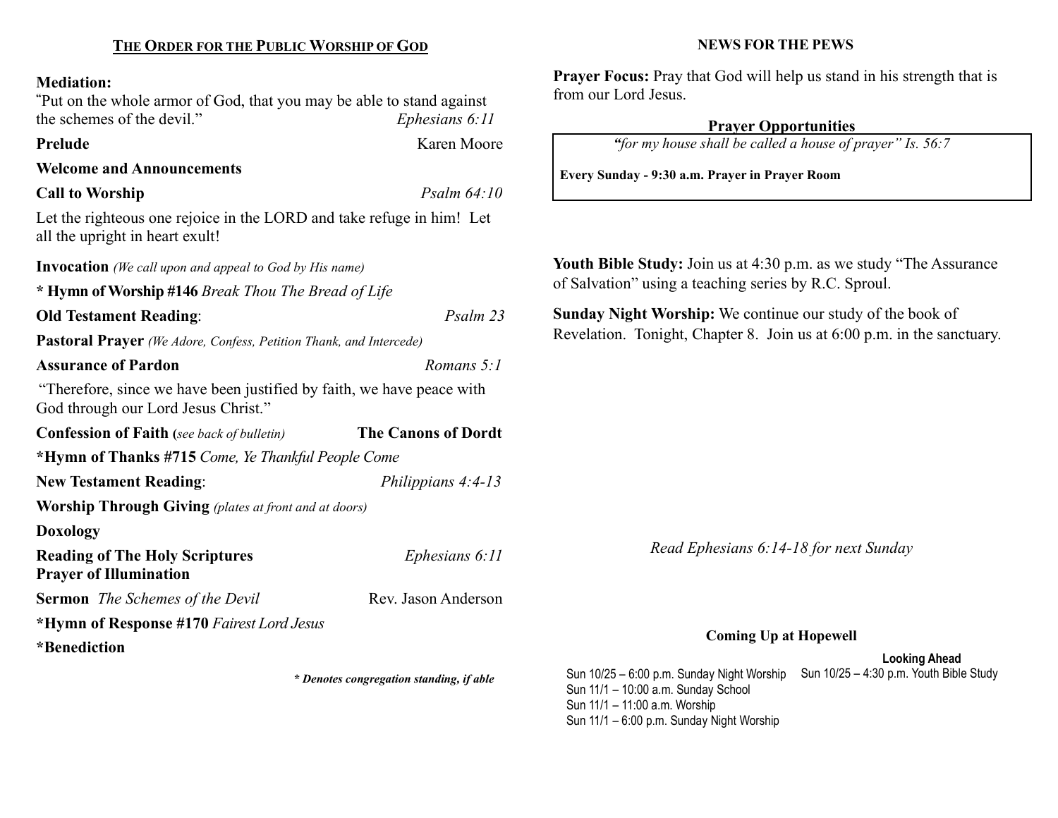## THE ORDER FOR THE PUBLIC WORSHIP OF GOD

**Mediation:**
"Put on the whole armor of God, that you may be able to stand against the schemes of the devil." *Ephesians 6:11*

**Prelude** Karen Moore

**Welcome and Announcements**

**Call to Worship** *Psalm 64:10*

Let the righteous one rejoice in the LORD and take refuge in him! Let all the upright in heart exult!

**Invocation** *(We call upon and appeal to God by His name)*

**\* Hymn of Worship #146** *Break Thou The Bread of Life*

**Old Testament Reading**: *Psalm 23*

**Pastoral Prayer** *(We Adore, Confess, Petition Thank, and Intercede)*

**Assurance of Pardon** *Romans 5:1*

"Therefore, since we have been justified by faith, we have peace with God through our Lord Jesus Christ."

**Confession of Faith (***see back of bulletin)* **The Canons of Dordt**

**\*Hymn of Thanks #715** *Come, Ye Thankful People Come*

**New Testament Reading**: *Philippians 4:4-13*

**Worship Through Giving** *(plates at front and at doors)*

**Doxology**

**Reading of The Holy Scriptures** *Ephesians 6:11*
**Prayer of Illumination**

**Sermon** *The Schemes of the Devil* Rev. Jason Anderson

**\*Hymn of Response #170** *Fairest Lord Jesus*

**\*Benediction**

***\* Denotes congregation standing, if able***

## NEWS FOR THE PEWS

**Prayer Focus:** Pray that God will help us stand in his strength that is from our Lord Jesus.

### Prayer Opportunities

*"for my house shall be called a house of prayer" Is. 56:7*

**Every Sunday - 9:30 a.m. Prayer in Prayer Room**

**Youth Bible Study:** Join us at 4:30 p.m. as we study "The Assurance of Salvation" using a teaching series by R.C. Sproul.

**Sunday Night Worship:** We continue our study of the book of Revelation. Tonight, Chapter 8. Join us at 6:00 p.m. in the sanctuary.

*Read Ephesians 6:14-18 for next Sunday*

### Coming Up at Hopewell

Sun 10/25 – 6:00 p.m. Sunday Night Worship
Sun 11/1 – 10:00 a.m. Sunday School
Sun 11/1 – 11:00 a.m. Worship
Sun 11/1 – 6:00 p.m. Sunday Night Worship

**Looking Ahead**
Sun 10/25 – 4:30 p.m. Youth Bible Study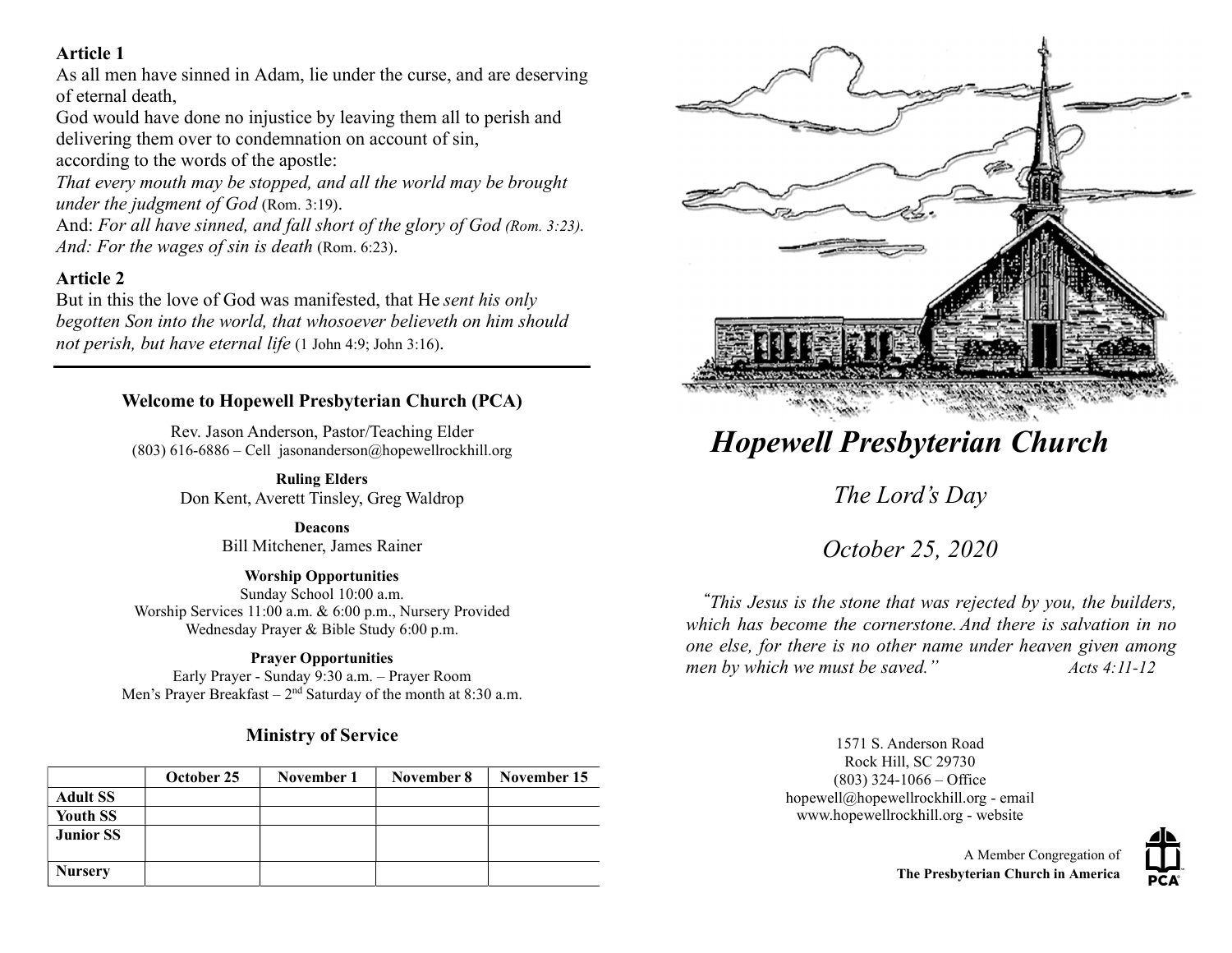**Article 1**

As all men have sinned in Adam, lie under the curse, and are deserving of eternal death,
God would have done no injustice by leaving them all to perish and delivering them over to condemnation on account of sin,
according to the words of the apostle:
*That every mouth may be stopped, and all the world may be brought under the judgment of God* (Rom. 3:19).
And: *For all have sinned, and fall short of the glory of God (Rom. 3:23).*
*And: For the wages of sin is death* (Rom. 6:23).

**Article 2**

But in this the love of God was manifested, that He *sent his only begotten Son into the world, that whosoever believeth on him should not perish, but have eternal life* (1 John 4:9; John 3:16).

---

## Welcome to Hopewell Presbyterian Church (PCA)

Rev. Jason Anderson, Pastor/Teaching Elder
(803) 616-6886 – Cell jasonanderson@hopewellrockhill.org

**Ruling Elders**
Don Kent, Averett Tinsley, Greg Waldrop

**Deacons**
Bill Mitchener, James Rainer

**Worship Opportunities**
Sunday School 10:00 a.m.
Worship Services 11:00 a.m. & 6:00 p.m., Nursery Provided
Wednesday Prayer & Bible Study 6:00 p.m.

**Prayer Opportunities**
Early Prayer - Sunday 9:30 a.m. – Prayer Room
Men's Prayer Breakfast – 2nd Saturday of the month at 8:30 a.m.

## Ministry of Service

| | October 25 | November 1 | November 8 | November 15 |
|---|---|---|---|---|
| **Adult SS** | | | | |
| **Youth SS** | | | | |
| **Junior SS** | | | | |
| **Nursery** | | | | |

# *Hopewell Presbyterian Church*

*The Lord's Day*

*October 25, 2020*

*"This Jesus is the stone that was rejected by you, the builders, which has become the cornerstone. And there is salvation in no one else, for there is no other name under heaven given among men by which we must be saved." Acts 4:11-12*

1571 S. Anderson Road
Rock Hill, SC 29730
(803) 324-1066 – Office
hopewell@hopewellrockhill.org - email
www.hopewellrockhill.org - website

A Member Congregation of
**The Presbyterian Church in America**

PCA